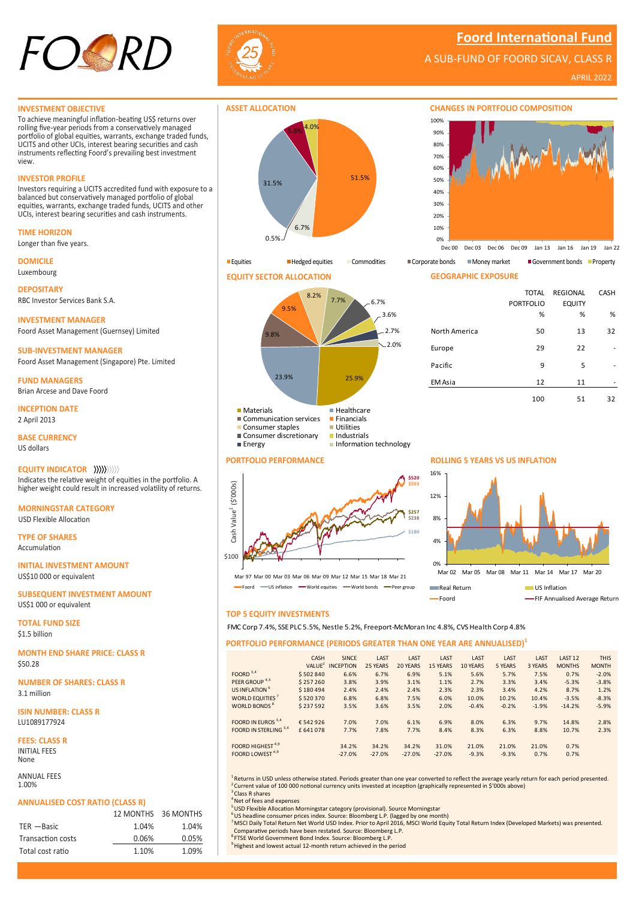# Foord International Fund

A SUB-FUND OF FOORD SICAV, CLASS R

APRIL 2022

## INVESTMENT OBJECTIVE

To achieve meaningful inflation-beating US$ returns over rolling five-year periods from a conservatively managed portfolio of global equities, warrants, exchange traded funds, UCITS and other UCIs, interest bearing securities and cash instruments reflecting Foord's prevailing best investment view.

## INVESTOR PROFILE

Investors requiring a UCITS accredited fund with exposure to a balanced but conservatively managed portfolio of global equities, warrants, exchange traded funds, UCITS and other UCIs, interest bearing securities and cash instruments.

## TIME HORIZON

Longer than five years.

## DOMICILE

Luxembourg

## DEPOSITARY

RBC Investor Services Bank S.A.

## INVESTMENT MANAGER

Foord Asset Management (Guernsey) Limited

## SUB-INVESTMENT MANAGER

Foord Asset Management (Singapore) Pte. Limited

## FUND MANAGERS

Brian Arcese and Dave Foord

## INCEPTION DATE

2 April 2013

## BASE CURRENCY

US dollars

## EQUITY INDICATOR

Indicates the relative weight of equities in the portfolio. A higher weight could result in increased volatility of returns.

## MORNINGSTAR CATEGORY

USD Flexible Allocation

## TYPE OF SHARES

Accumulation

## INITIAL INVESTMENT AMOUNT

US$10 000 or equivalent

## SUBSEQUENT INVESTMENT AMOUNT

US$1 000 or equivalent

## TOTAL FUND SIZE

$1.5 billion

## MONTH END SHARE PRICE: CLASS R

$50.28

## NUMBER OF SHARES: CLASS R

3.1 million

## ISIN NUMBER: CLASS R

LU1089177924

## FEES: CLASS R

INITIAL FEES
None

ANNUAL FEES
1.00%

## ANNUALISED COST RATIO (CLASS R)

| | 12 MONTHS | 36 MONTHS |
|---|---|---|
| TER — Basic | 1.04% | 1.04% |
| Transaction costs | 0.06% | 0.05% |
| Total cost ratio | 1.10% | 1.09% |

## ASSET ALLOCATION

| Asset class | % |
|---|---|
| Equities | 51.5% |
| Hedged equities | |
| Commodities | 6.7% |
| Corporate bonds | 0.5% |
| Money market | 31.5% |
| Government bonds | 5.8% |
| Property | 4.0% |

## CHANGES IN PORTFOLIO COMPOSITION

## EQUITY SECTOR ALLOCATION

Materials, Healthcare, Communication services, Financials, Consumer staples, Utilities, Consumer discretionary, Industrials, Energy, Information technology

Values shown: 25.9%, 23.9%, 9.8%, 9.5%, 8.2%, 7.7%, 6.7%, 3.6%, 2.7%, 2.0%

## GEOGRAPHIC EXPOSURE

| | TOTAL PORTFOLIO % | REGIONAL EQUITY % | CASH % |
|---|---|---|---|
| North America | 50 | 13 | 32 |
| Europe | 29 | 22 | - |
| Pacific | 9 | 5 | - |
| EM Asia | 12 | 11 | - |
| | 100 | 51 | 32 |

## PORTFOLIO PERFORMANCE

Cash Value[2] ($'000s): $520, $503, $257, $238, $180, $100

Mar 97 – Mar 21. Foord, US inflation, World equities, World bonds, Peer group

## ROLLING 5 YEARS VS US INFLATION

Real Return, US Inflation, Foord, FIF Annualised Average Return

## TOP 5 EQUITY INVESTMENTS

FMC Corp 7.4%, SSE PLC 5.5%, Nestle 5.2%, Freeport-McMoran Inc 4.8%, CVS Health Corp 4.8%

## PORTFOLIO PERFORMANCE (PERIODS GREATER THAN ONE YEAR ARE ANNUALISED)[1]

| | CASH VALUE[2] | SINCE INCEPTION | LAST 25 YEARS | LAST 20 YEARS | LAST 15 YEARS | LAST 10 YEARS | LAST 5 YEARS | LAST 3 YEARS | LAST 12 MONTHS | THIS MONTH |
|---|---|---|---|---|---|---|---|---|---|---|
| FOORD[3,4] | $ 502 840 | 6.6% | 6.7% | 6.9% | 5.1% | 5.6% | 5.7% | 7.5% | 0.7% | -2.0% |
| PEER GROUP[4,5] | $ 257 260 | 3.8% | 3.9% | 3.1% | 1.1% | 2.7% | 3.3% | 3.4% | -5.3% | -3.8% |
| US INFLATION[6] | $ 180 494 | 2.4% | 2.4% | 2.4% | 2.3% | 2.3% | 3.4% | 4.2% | 8.7% | 1.2% |
| WORLD EQUITIES[7] | $ 520 370 | 6.8% | 6.8% | 7.5% | 6.0% | 10.0% | 10.2% | 10.4% | -3.5% | -8.3% |
| WORLD BONDS[8] | $ 237 592 | 3.5% | 3.6% | 3.5% | 2.0% | -0.4% | -0.2% | -1.9% | -14.2% | -5.9% |
| FOORD IN EUROS[3,4] | € 542 926 | 7.0% | 7.0% | 6.1% | 6.9% | 8.0% | 6.3% | 9.7% | 14.8% | 2.8% |
| FOORD IN STERLING[3,4] | £ 641 078 | 7.7% | 7.8% | 7.7% | 8.4% | 8.3% | 6.3% | 8.8% | 10.7% | 2.3% |
| FOORD HIGHEST[4,9] | | 34.2% | 34.2% | 34.2% | 31.0% | 21.0% | 21.0% | 21.0% | 0.7% | |
| FOORD LOWEST[4,9] | | -27.0% | -27.0% | -27.0% | -27.0% | -9.3% | -9.3% | 0.7% | 0.7% | |

[1] Returns in USD unless otherwise stated. Periods greater than one year are converted to reflect the average yearly return for each period presented.
[2] Current value of 100 000 notional currency units invested at inception (graphically represented in $'000s above)
[3] Class R shares
[4] Net of fees and expenses
[5] USD Flexible Allocation Morningstar category (provisional). Source Morningstar
[6] US headline consumer prices index. Source: Bloomberg L.P. (lagged by one month)
[7] MSCI Daily Total Return Net World USD Index. Prior to April 2016, MSCI World Equity Total Return Index (Developed Markets) was presented. Comparative periods have been restated. Source: Bloomberg L.P.
[8] FTSE World Government Bond Index. Source: Bloomberg L.P.
[9] Highest and lowest actual 12-month return achieved in the period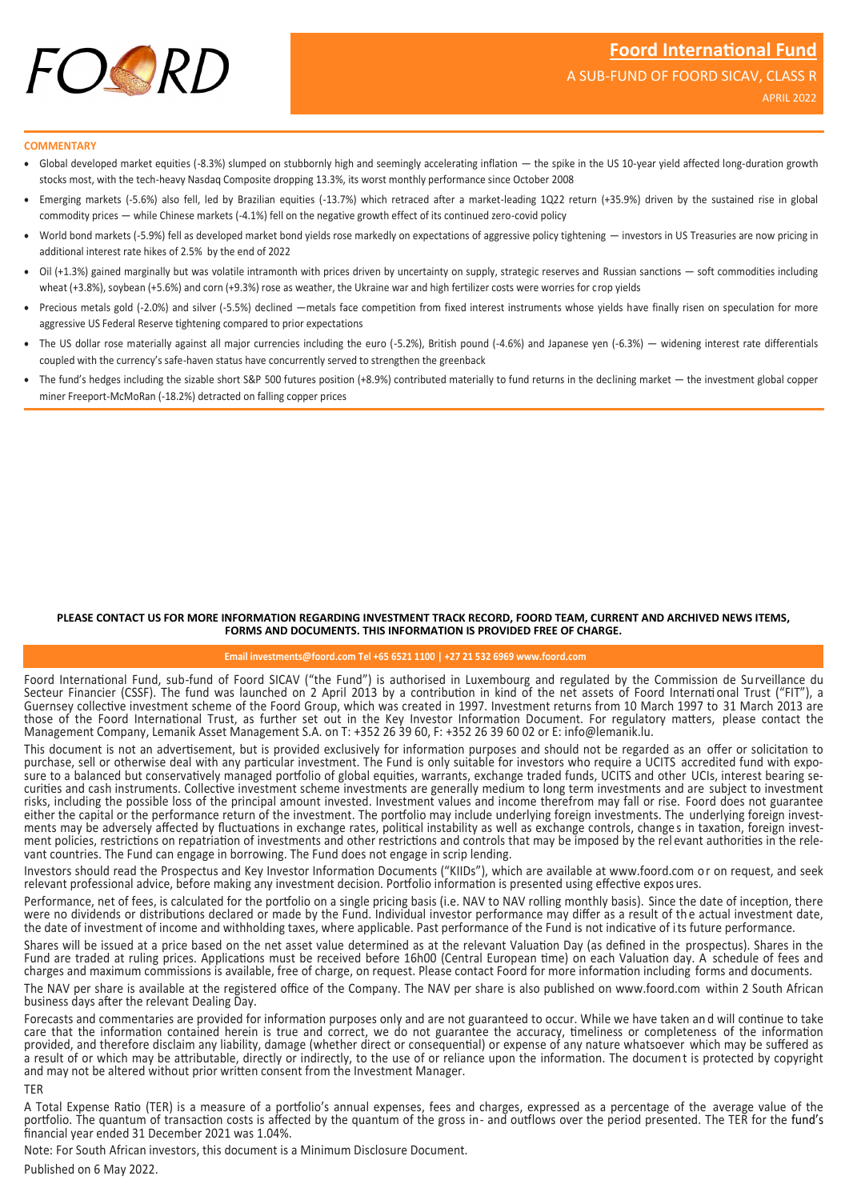# Foord International Fund

A SUB-FUND OF FOORD SICAV, CLASS R

APRIL 2022

## COMMENTARY

- Global developed market equities (-8.3%) slumped on stubbornly high and seemingly accelerating inflation — the spike in the US 10-year yield affected long-duration growth stocks most, with the tech-heavy Nasdaq Composite dropping 13.3%, its worst monthly performance since October 2008
- Emerging markets (-5.6%) also fell, led by Brazilian equities (-13.7%) which retraced after a market-leading 1Q22 return (+35.9%) driven by the sustained rise in global commodity prices — while Chinese markets (-4.1%) fell on the negative growth effect of its continued zero-covid policy
- World bond markets (-5.9%) fell as developed market bond yields rose markedly on expectations of aggressive policy tightening — investors in US Treasuries are now pricing in additional interest rate hikes of 2.5% by the end of 2022
- Oil (+1.3%) gained marginally but was volatile intramonth with prices driven by uncertainty on supply, strategic reserves and Russian sanctions — soft commodities including wheat (+3.8%), soybean (+5.6%) and corn (+9.3%) rose as weather, the Ukraine war and high fertilizer costs were worries for crop yields
- Precious metals gold (-2.0%) and silver (-5.5%) declined —metals face competition from fixed interest instruments whose yields have finally risen on speculation for more aggressive US Federal Reserve tightening compared to prior expectations
- The US dollar rose materially against all major currencies including the euro (-5.2%), British pound (-4.6%) and Japanese yen (-6.3%) — widening interest rate differentials coupled with the currency's safe-haven status have concurrently served to strengthen the greenback
- The fund's hedges including the sizable short S&P 500 futures position (+8.9%) contributed materially to fund returns in the declining market — the investment global copper miner Freeport-McMoRan (-18.2%) detracted on falling copper prices

**PLEASE CONTACT US FOR MORE INFORMATION REGARDING INVESTMENT TRACK RECORD, FOORD TEAM, CURRENT AND ARCHIVED NEWS ITEMS, FORMS AND DOCUMENTS. THIS INFORMATION IS PROVIDED FREE OF CHARGE.**

**Email investments@foord.com Tel +65 6521 1100 | +27 21 532 6969 www.foord.com**

Foord International Fund, sub-fund of Foord SICAV ("the Fund") is authorised in Luxembourg and regulated by the Commission de Surveillance du Secteur Financier (CSSF). The fund was launched on 2 April 2013 by a contribution in kind of the net assets of Foord International Trust ("FIT"), a Guernsey collective investment scheme of the Foord Group, which was created in 1997. Investment returns from 10 March 1997 to 31 March 2013 are those of the Foord International Trust, as further set out in the Key Investor Information Document. For regulatory matters, please contact the Management Company, Lemanik Asset Management S.A. on T: +352 26 39 60, F: +352 26 39 60 02 or E: info@lemanik.lu.

This document is not an advertisement, but is provided exclusively for information purposes and should not be regarded as an offer or solicitation to purchase, sell or otherwise deal with any particular investment. The Fund is only suitable for investors who require a UCITS accredited fund with exposure to a balanced but conservatively managed portfolio of global equities, warrants, exchange traded funds, UCITS and other UCIs, interest bearing securities and cash instruments. Collective investment scheme investments are generally medium to long term investments and are subject to investment risks, including the possible loss of the principal amount invested. Investment values and income therefrom may fall or rise. Foord does not guarantee either the capital or the performance return of the investment. The portfolio may include underlying foreign investments. The underlying foreign investments may be adversely affected by fluctuations in exchange rates, political instability as well as exchange controls, changes in taxation, foreign investment policies, restrictions on repatriation of investments and other restrictions and controls that may be imposed by the relevant authorities in the relevant countries. The Fund can engage in borrowing. The Fund does not engage in scrip lending.

Investors should read the Prospectus and Key Investor Information Documents ("KIIDs"), which are available at www.foord.com or on request, and seek relevant professional advice, before making any investment decision. Portfolio information is presented using effective exposures.

Performance, net of fees, is calculated for the portfolio on a single pricing basis (i.e. NAV to NAV rolling monthly basis). Since the date of inception, there were no dividends or distributions declared or made by the Fund. Individual investor performance may differ as a result of the actual investment date, the date of investment of income and withholding taxes, where applicable. Past performance of the Fund is not indicative of its future performance.

Shares will be issued at a price based on the net asset value determined as at the relevant Valuation Day (as defined in the prospectus). Shares in the Fund are traded at ruling prices. Applications must be received before 16h00 (Central European time) on each Valuation day. A schedule of fees and charges and maximum commissions is available, free of charge, on request. Please contact Foord for more information including forms and documents.

The NAV per share is available at the registered office of the Company. The NAV per share is also published on www.foord.com within 2 South African business days after the relevant Dealing Day.

Forecasts and commentaries are provided for information purposes only and are not guaranteed to occur. While we have taken and will continue to take care that the information contained herein is true and correct, we do not guarantee the accuracy, timeliness or completeness of the information provided, and therefore disclaim any liability, damage (whether direct or consequential) or expense of any nature whatsoever which may be suffered as a result of or which may be attributable, directly or indirectly, to the use of or reliance upon the information. The document is protected by copyright and may not be altered without prior written consent from the Investment Manager.

TER

A Total Expense Ratio (TER) is a measure of a portfolio's annual expenses, fees and charges, expressed as a percentage of the average value of the portfolio. The quantum of transaction costs is affected by the quantum of the gross in- and outflows over the period presented. The TER for the fund's financial year ended 31 December 2021 was 1.04%.

Note: For South African investors, this document is a Minimum Disclosure Document.

Published on 6 May 2022.